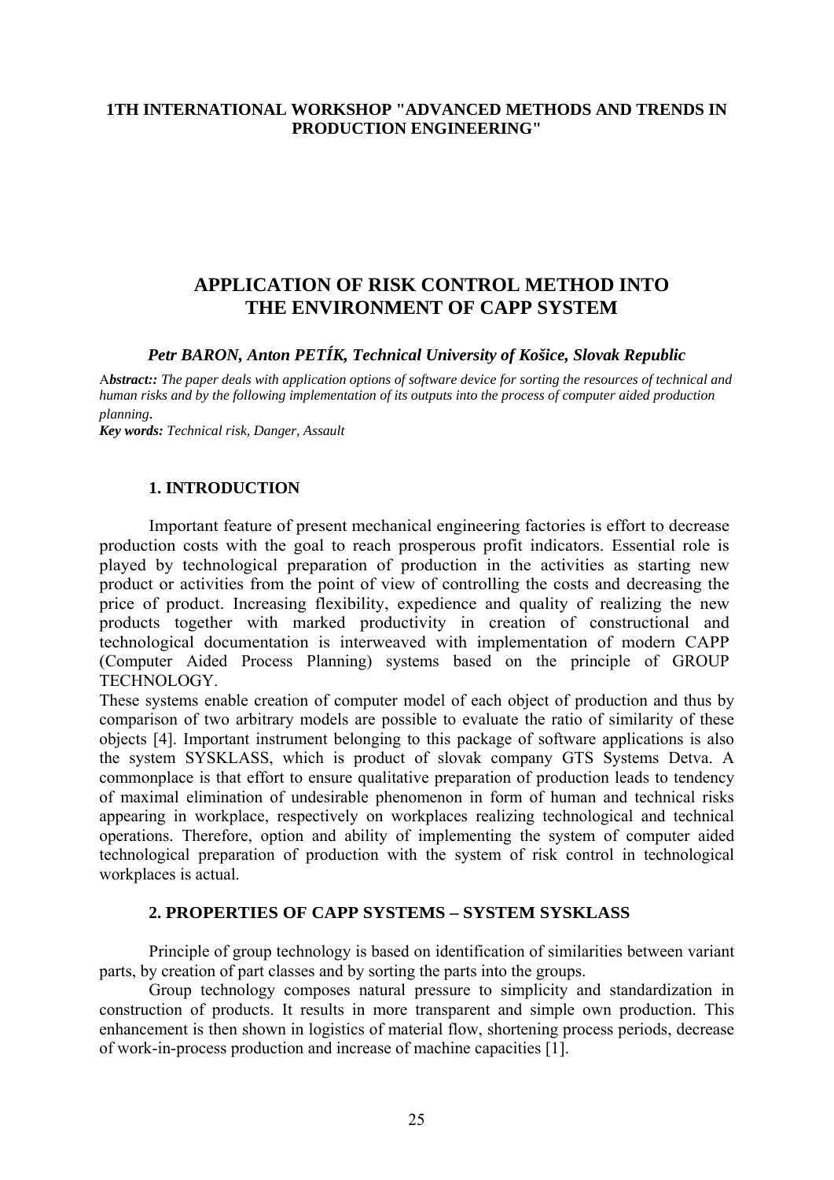**1TH INTERNATIONAL WORKSHOP "ADVANCED METHODS AND TRENDS IN PRODUCTION ENGINEERING"**

# APPLICATION OF RISK CONTROL METHOD INTO THE ENVIRONMENT OF CAPP SYSTEM

***Petr BARON, Anton PETÍK, Technical University of Košice, Slovak Republic***

A***bstract::*** *The paper deals with application options of software device for sorting the resources of technical and human risks and by the following implementation of its outputs into the process of computer aided production planning***.**

***Key words:*** *Technical risk, Danger, Assault*

## 1. INTRODUCTION

Important feature of present mechanical engineering factories is effort to decrease production costs with the goal to reach prosperous profit indicators. Essential role is played by technological preparation of production in the activities as starting new product or activities from the point of view of controlling the costs and decreasing the price of product. Increasing flexibility, expedience and quality of realizing the new products together with marked productivity in creation of constructional and technological documentation is interweaved with implementation of modern CAPP (Computer Aided Process Planning) systems based on the principle of GROUP TECHNOLOGY.

These systems enable creation of computer model of each object of production and thus by comparison of two arbitrary models are possible to evaluate the ratio of similarity of these objects [4]. Important instrument belonging to this package of software applications is also the system SYSKLASS, which is product of slovak company GTS Systems Detva. A commonplace is that effort to ensure qualitative preparation of production leads to tendency of maximal elimination of undesirable phenomenon in form of human and technical risks appearing in workplace, respectively on workplaces realizing technological and technical operations. Therefore, option and ability of implementing the system of computer aided technological preparation of production with the system of risk control in technological workplaces is actual.

## 2. PROPERTIES OF CAPP SYSTEMS – SYSTEM SYSKLASS

Principle of group technology is based on identification of similarities between variant parts, by creation of part classes and by sorting the parts into the groups.

Group technology composes natural pressure to simplicity and standardization in construction of products. It results in more transparent and simple own production. This enhancement is then shown in logistics of material flow, shortening process periods, decrease of work-in-process production and increase of machine capacities [1].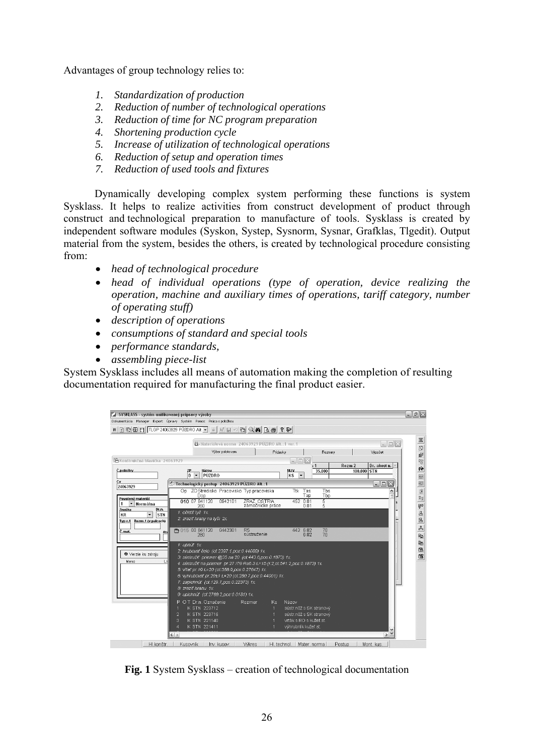Advantages of group technology relies to:

1. *Standardization of production*
2. *Reduction of number of technological operations*
3. *Reduction of time for NC program preparation*
4. *Shortening production cycle*
5. *Increase of utilization of technological operations*
6. *Reduction of setup and operation times*
7. *Reduction of used tools and fixtures*

Dynamically developing complex system performing these functions is system Sysklass. It helps to realize activities from construct development of product through construct and technological preparation to manufacture of tools. Sysklass is created by independent software modules (Syskon, Systep, Sysnorm, Sysnar, Grafklas, Tlgedit). Output material from the system, besides the others, is created by technological procedure consisting from:

- *head of technological procedure*
- *head of individual operations (type of operation, device realizing the operation, machine and auxiliary times of operations, tariff category, number of operating stuff)*
- *description of operations*
- *consumptions of standard and special tools*
- *performance standards,*
- *assembling piece-list*

System Sysklass includes all means of automation making the completion of resulting documentation required for manufacturing the final product easier.

**Fig. 1** System Sysklass – creation of technological documentation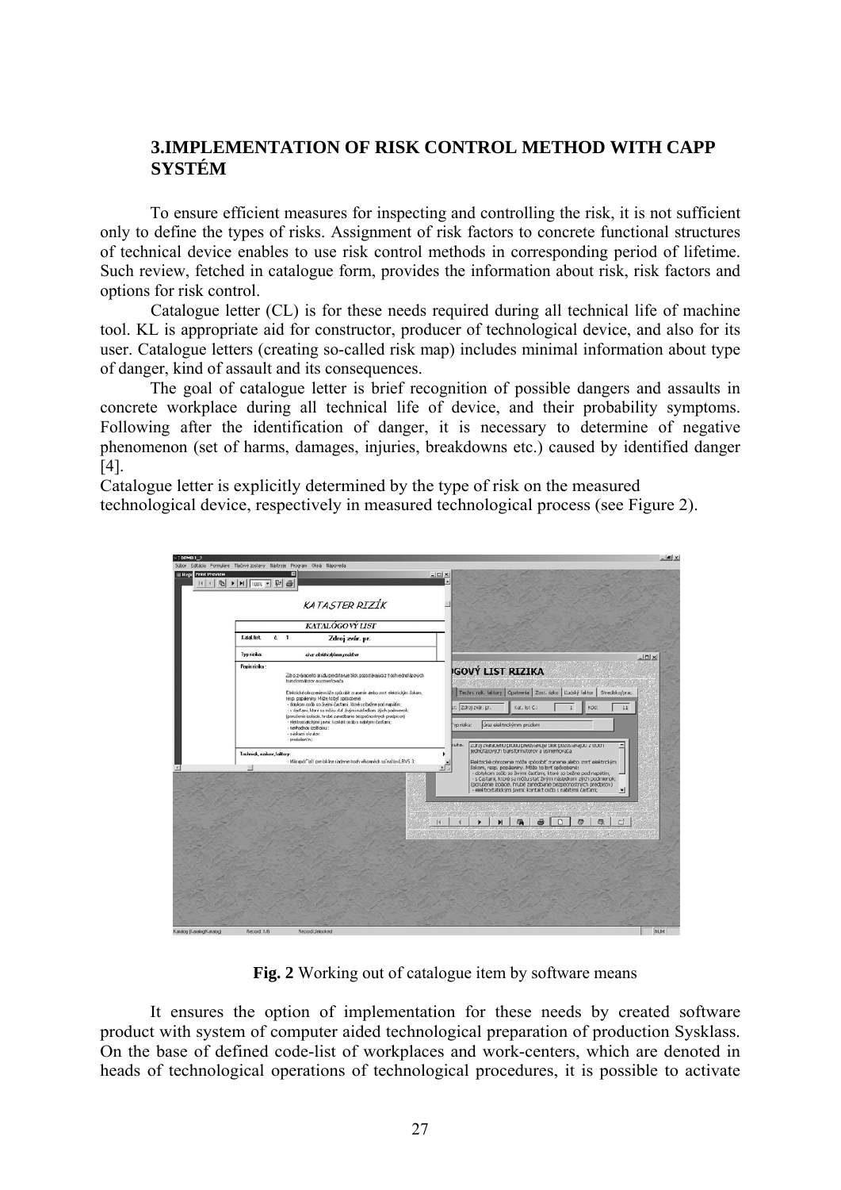## 3.IMPLEMENTATION OF RISK CONTROL METHOD WITH CAPP SYSTÉM

To ensure efficient measures for inspecting and controlling the risk, it is not sufficient only to define the types of risks. Assignment of risk factors to concrete functional structures of technical device enables to use risk control methods in corresponding period of lifetime. Such review, fetched in catalogue form, provides the information about risk, risk factors and options for risk control.

Catalogue letter (CL) is for these needs required during all technical life of machine tool. KL is appropriate aid for constructor, producer of technological device, and also for its user. Catalogue letters (creating so-called risk map) includes minimal information about type of danger, kind of assault and its consequences.

The goal of catalogue letter is brief recognition of possible dangers and assaults in concrete workplace during all technical life of device, and their probability symptoms. Following after the identification of danger, it is necessary to determine of negative phenomenon (set of harms, damages, injuries, breakdowns etc.) caused by identified danger [4].

Catalogue letter is explicitly determined by the type of risk on the measured technological device, respectively in measured technological process (see Figure 2).

**Fig. 2** Working out of catalogue item by software means

It ensures the option of implementation for these needs by created software product with system of computer aided technological preparation of production Sysklass. On the base of defined code-list of workplaces and work-centers, which are denoted in heads of technological operations of technological procedures, it is possible to activate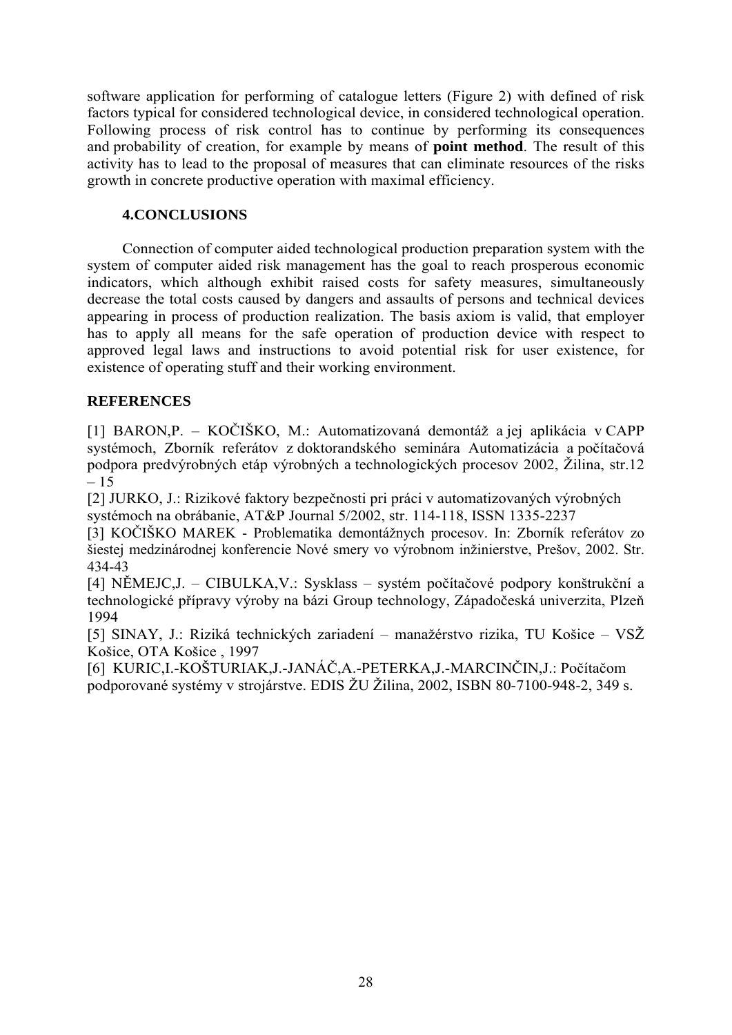software application for performing of catalogue letters (Figure 2) with defined of risk factors typical for considered technological device, in considered technological operation. Following process of risk control has to continue by performing its consequences and probability of creation, for example by means of **point method**. The result of this activity has to lead to the proposal of measures that can eliminate resources of the risks growth in concrete productive operation with maximal efficiency.

## 4.CONCLUSIONS

Connection of computer aided technological production preparation system with the system of computer aided risk management has the goal to reach prosperous economic indicators, which although exhibit raised costs for safety measures, simultaneously decrease the total costs caused by dangers and assaults of persons and technical devices appearing in process of production realization. The basis axiom is valid, that employer has to apply all means for the safe operation of production device with respect to approved legal laws and instructions to avoid potential risk for user existence, for existence of operating stuff and their working environment.

## REFERENCES

[1] BARON,P. – KOČIŠKO, M.: Automatizovaná demontáž a jej aplikácia v CAPP systémoch, Zborník referátov z doktorandského seminára Automatizácia a počítačová podpora predvýrobných etáp výrobných a technologických procesov 2002, Žilina, str.12 – 15

[2] JURKO, J.: Rizikové faktory bezpečnosti pri práci v automatizovaných výrobných systémoch na obrábanie, AT&P Journal 5/2002, str. 114-118, ISSN 1335-2237

[3] KOČIŠKO MAREK - Problematika demontážnych procesov. In: Zborník referátov zo šiestej medzinárodnej konferencie Nové smery vo výrobnom inžinierstve, Prešov, 2002. Str. 434-43

[4] NĚMEJC,J. – CIBULKA,V.: Sysklass – systém počítačové podpory konštrukční a technologické přípravy výroby na bázi Group technology, Západočeská univerzita, Plzeň 1994

[5] SINAY, J.: Riziká technických zariadení – manažérstvo rizika, TU Košice – VSŽ Košice, OTA Košice , 1997

[6] KURIC,I.-KOŠTURIAK,J.-JANÁČ,A.-PETERKA,J.-MARCINČIN,J.: Počítačom podporované systémy v strojárstve. EDIS ŽU Žilina, 2002, ISBN 80-7100-948-2, 349 s.